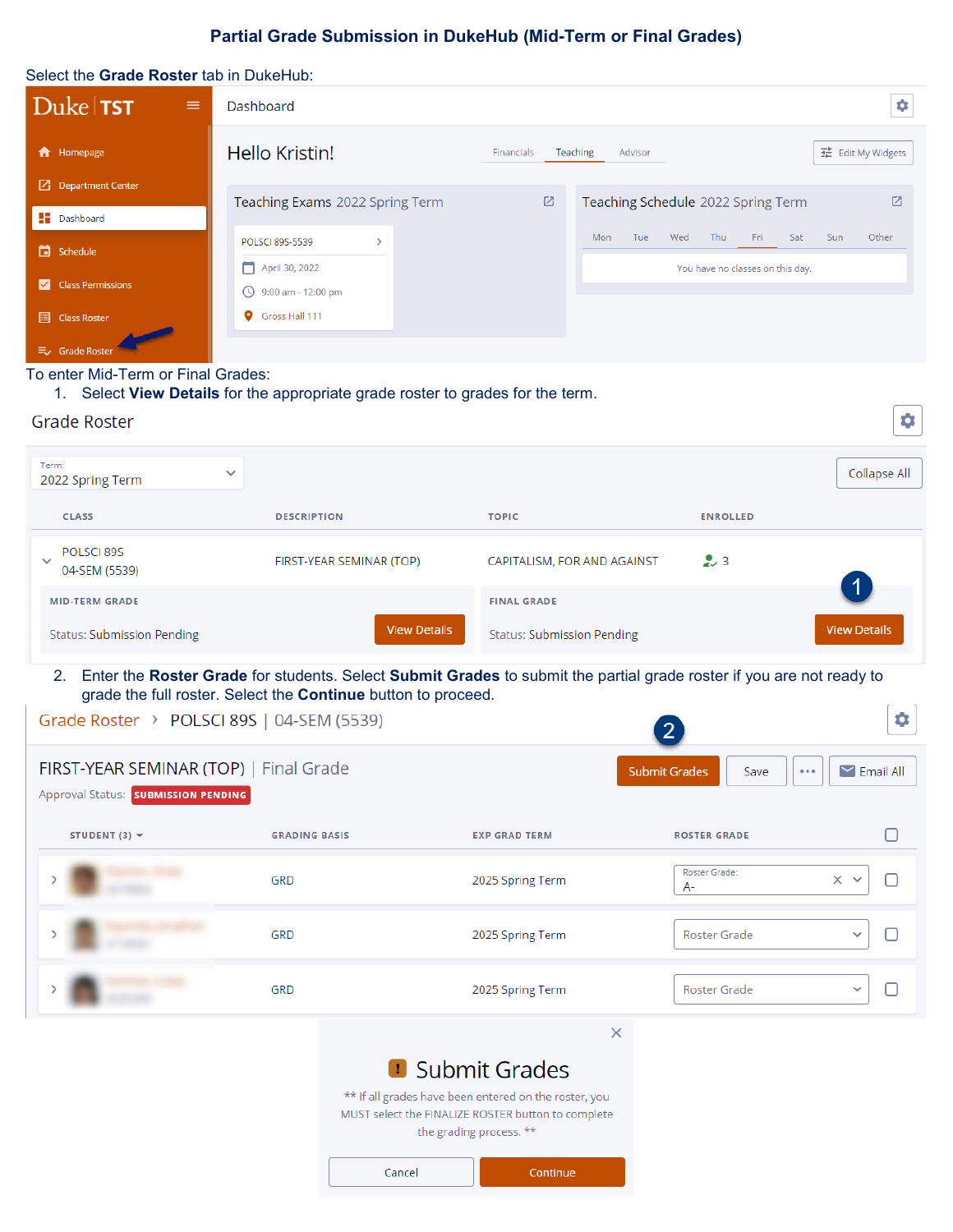# Partial Grade Submission in DukeHub (Mid-Term or Final Grades)

Select the **Grade Roster** tab in DukeHub:

To enter Mid-Term or Final Grades:

1. Select **View Details** for the appropriate grade roster to grades for the term.

2. Enter the **Roster Grade** for students. Select **Submit Grades** to submit the partial grade roster if you are not ready to grade the full roster. Select the **Continue** button to proceed.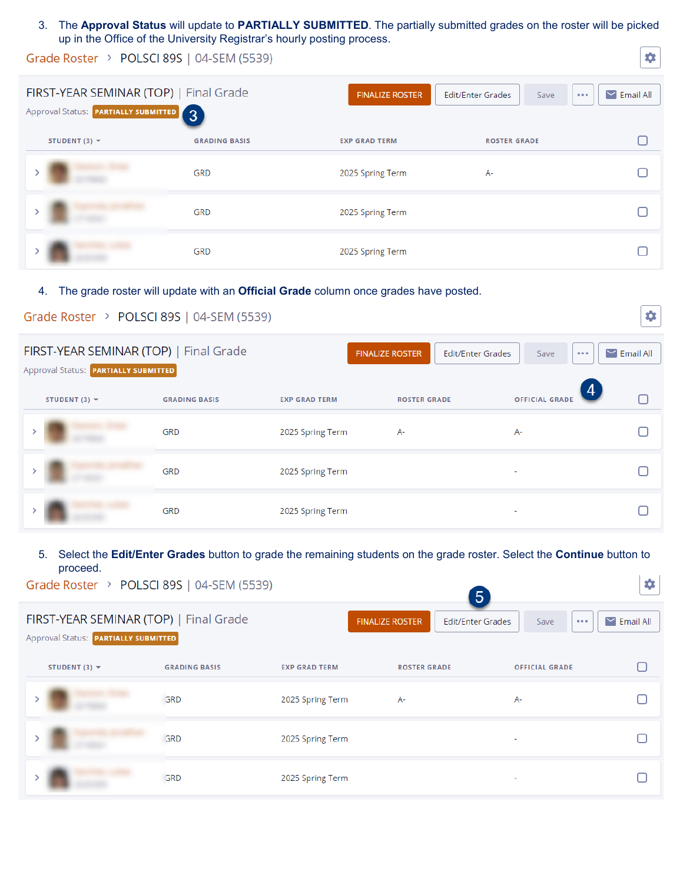3. The **Approval Status** will update to **PARTIALLY SUBMITTED**. The partially submitted grades on the roster will be picked up in the Office of the University Registrar's hourly posting process.

Grade Roster › POLSCI 89S | 04-SEM (5539)

FIRST-YEAR SEMINAR (TOP) | Final Grade

FINALIZE ROSTER | Edit/Enter Grades | Save | ••• | Email All

Approval Status: PARTIALLY SUBMITTED

| STUDENT (3) | GRADING BASIS | EXP GRAD TERM | ROSTER GRADE |
|---|---|---|---|
| | GRD | 2025 Spring Term | A- |
| | GRD | 2025 Spring Term | |
| | GRD | 2025 Spring Term | |

4. The grade roster will update with an **Official Grade** column once grades have posted.

Grade Roster › POLSCI 89S | 04-SEM (5539)

FIRST-YEAR SEMINAR (TOP) | Final Grade

FINALIZE ROSTER | Edit/Enter Grades | Save | ••• | Email All

Approval Status: PARTIALLY SUBMITTED

| STUDENT (3) | GRADING BASIS | EXP GRAD TERM | ROSTER GRADE | OFFICIAL GRADE |
|---|---|---|---|---|
| | GRD | 2025 Spring Term | A- | A- |
| | GRD | 2025 Spring Term | | - |
| | GRD | 2025 Spring Term | | - |

5. Select the **Edit/Enter Grades** button to grade the remaining students on the grade roster. Select the **Continue** button to proceed.

Grade Roster › POLSCI 89S | 04-SEM (5539)

FIRST-YEAR SEMINAR (TOP) | Final Grade

FINALIZE ROSTER | Edit/Enter Grades | Save | ••• | Email All

Approval Status: PARTIALLY SUBMITTED

| STUDENT (3) | GRADING BASIS | EXP GRAD TERM | ROSTER GRADE | OFFICIAL GRADE |
|---|---|---|---|---|
| | GRD | 2025 Spring Term | A- | A- |
| | GRD | 2025 Spring Term | | - |
| | GRD | 2025 Spring Term | | - |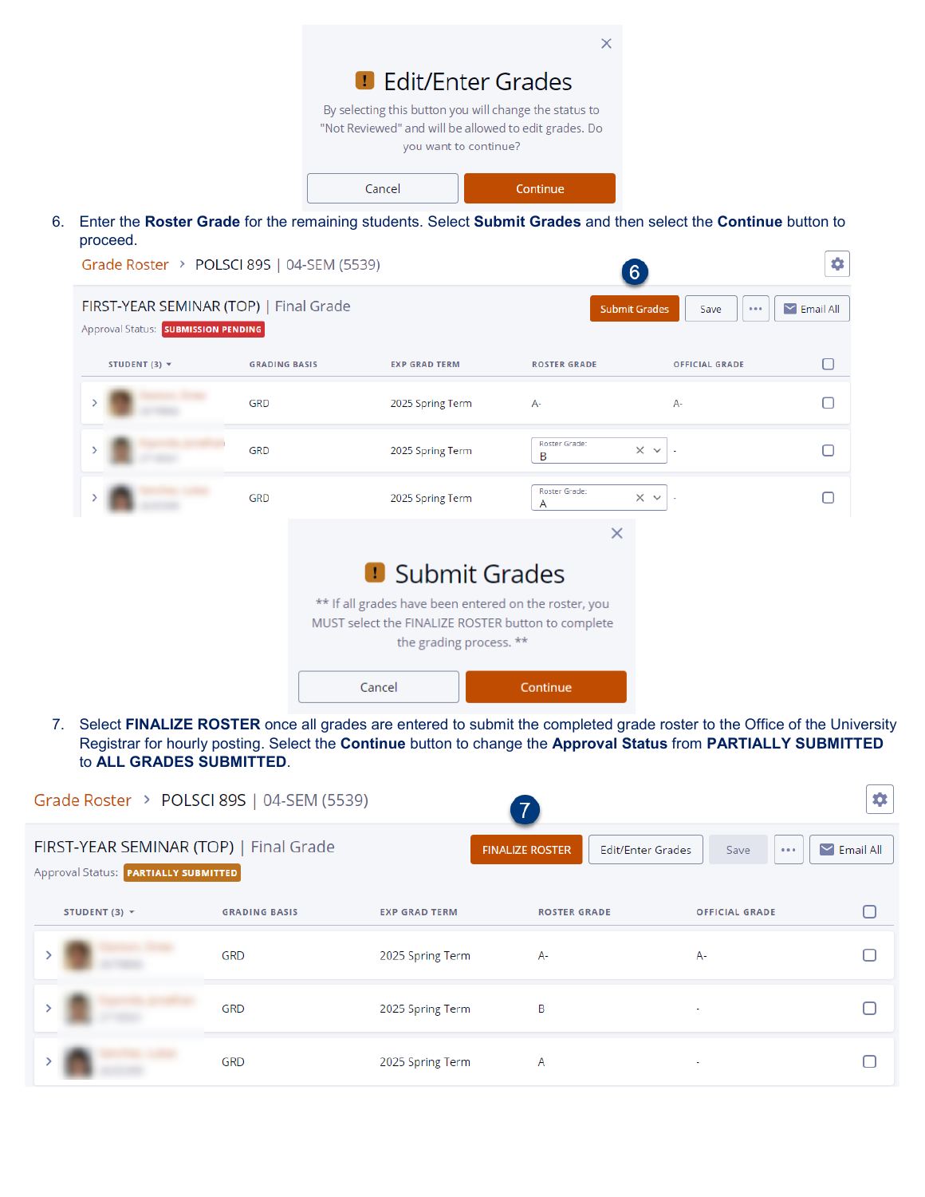Edit/Enter Grades

By selecting this button you will change the status to "Not Reviewed" and will be allowed to edit grades. Do you want to continue?

Cancel | Continue

6. Enter the **Roster Grade** for the remaining students. Select **Submit Grades** and then select the **Continue** button to proceed.

Grade Roster > POLSCI 89S | 04-SEM (5539)

FIRST-YEAR SEMINAR (TOP) | Final Grade

Approval Status: SUBMISSION PENDING

Submit Grades | Save | ••• | Email All

| STUDENT (3) | GRADING BASIS | EXP GRAD TERM | ROSTER GRADE | OFFICIAL GRADE |
|---|---|---|---|---|
| | GRD | 2025 Spring Term | A- | A- |
| | GRD | 2025 Spring Term | Roster Grade: B | - |
| | GRD | 2025 Spring Term | Roster Grade: A | - |

Submit Grades

** If all grades have been entered on the roster, you MUST select the FINALIZE ROSTER button to complete the grading process. **

Cancel | Continue

7. Select **FINALIZE ROSTER** once all grades are entered to submit the completed grade roster to the Office of the University Registrar for hourly posting. Select the **Continue** button to change the **Approval Status** from **PARTIALLY SUBMITTED** to **ALL GRADES SUBMITTED**.

Grade Roster > POLSCI 89S | 04-SEM (5539)

FIRST-YEAR SEMINAR (TOP) | Final Grade

Approval Status: PARTIALLY SUBMITTED

FINALIZE ROSTER | Edit/Enter Grades | Save | ••• | Email All

| STUDENT (3) | GRADING BASIS | EXP GRAD TERM | ROSTER GRADE | OFFICIAL GRADE |
|---|---|---|---|---|
| | GRD | 2025 Spring Term | A- | A- |
| | GRD | 2025 Spring Term | B | - |
| | GRD | 2025 Spring Term | A | - |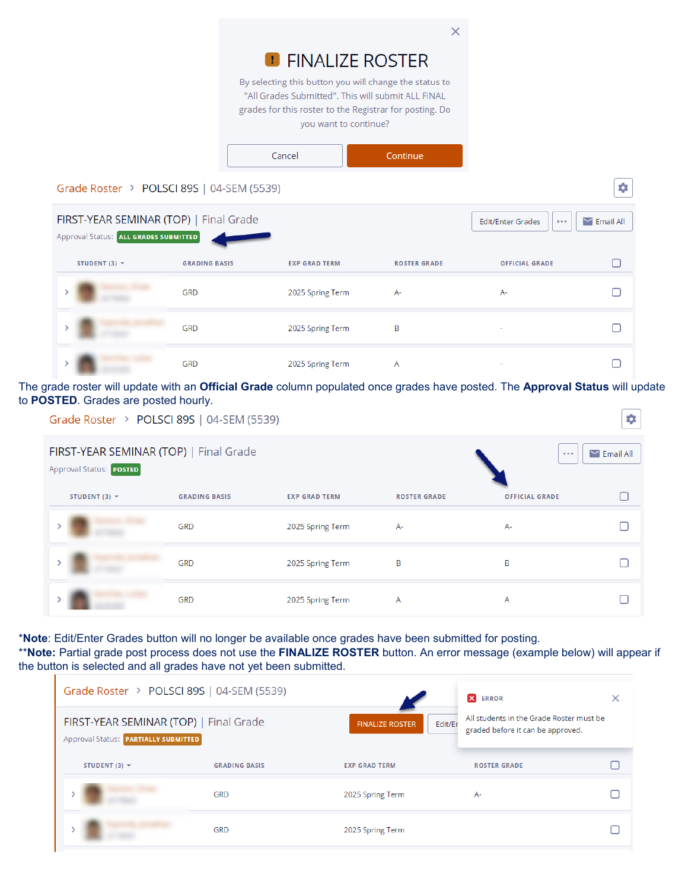FINALIZE ROSTER

By selecting this button you will change the status to "All Grades Submitted". This will submit ALL FINAL grades for this roster to the Registrar for posting. Do you want to continue?

Cancel | Continue

Grade Roster > POLSCI 89S | 04-SEM (5539)

FIRST-YEAR SEMINAR (TOP) | Final Grade

Approval Status: ALL GRADES SUBMITTED

Edit/Enter Grades | Email All

| STUDENT (3) | GRADING BASIS | EXP GRAD TERM | ROSTER GRADE | OFFICIAL GRADE |
|---|---|---|---|---|
| | GRD | 2025 Spring Term | A- | A- |
| | GRD | 2025 Spring Term | B | - |
| | GRD | 2025 Spring Term | A | - |

The grade roster will update with an **Official Grade** column populated once grades have posted. The **Approval Status** will update to **POSTED**. Grades are posted hourly.

Grade Roster > POLSCI 89S | 04-SEM (5539)

FIRST-YEAR SEMINAR (TOP) | Final Grade

Approval Status: POSTED

Email All

| STUDENT (3) | GRADING BASIS | EXP GRAD TERM | ROSTER GRADE | OFFICIAL GRADE |
|---|---|---|---|---|
| | GRD | 2025 Spring Term | A- | A- |
| | GRD | 2025 Spring Term | B | B |
| | GRD | 2025 Spring Term | A | A |

*__Note__: Edit/Enter Grades button will no longer be available once grades have been submitted for posting.
**__Note:__ Partial grade post process does not use the **FINALIZE ROSTER** button. An error message (example below) will appear if the button is selected and all grades have not yet been submitted.

Grade Roster > POLSCI 89S | 04-SEM (5539)

FIRST-YEAR SEMINAR (TOP) | Final Grade

Approval Status: PARTIALLY SUBMITTED

FINALIZE ROSTER | Edit/Er

ERROR

All students in the Grade Roster must be graded before it can be approved.

| STUDENT (3) | GRADING BASIS | EXP GRAD TERM | ROSTER GRADE |
|---|---|---|---|
| | GRD | 2025 Spring Term | A- |
| | GRD | 2025 Spring Term | |